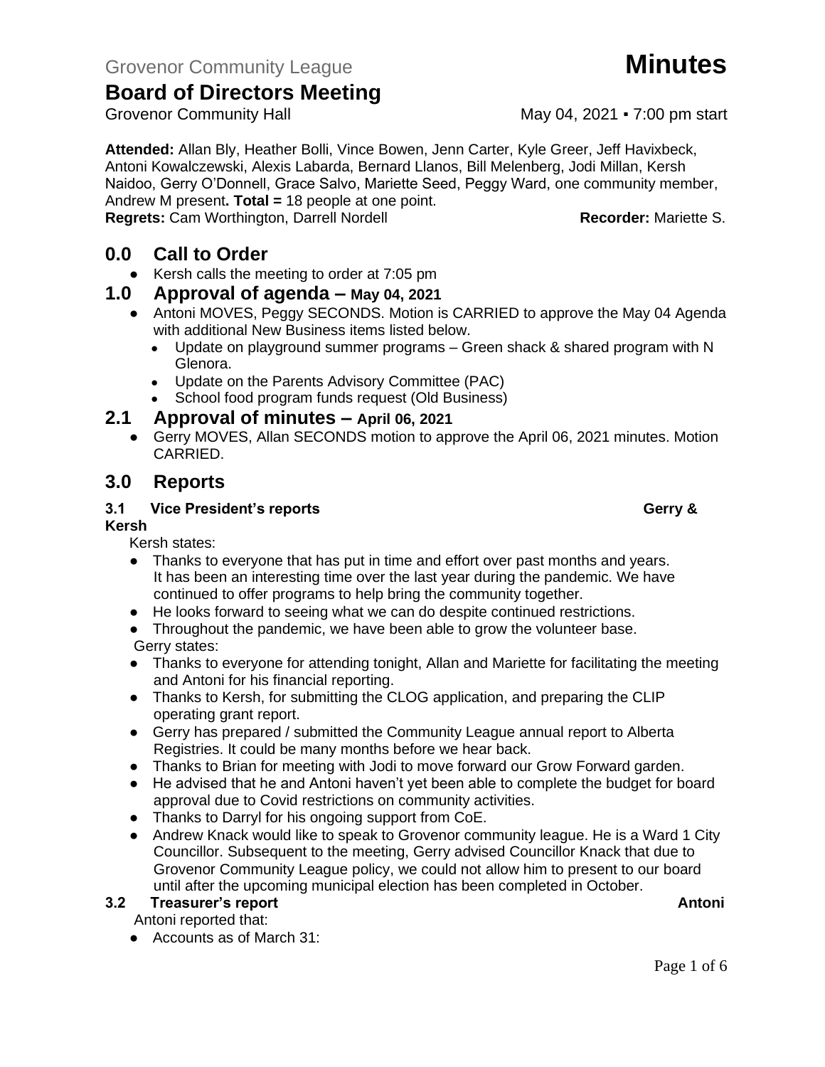Grovenor Community League **Minutes**

# Board of Directors Meeting

Grovenor Community Hall May 04, 2021 ▪ 7:00 pm start

**Attended:** Allan Bly, Heather Bolli, Vince Bowen, Jenn Carter, Kyle Greer, Jeff Havixbeck, Antoni Kowalczewski, Alexis Labarda, Bernard Llanos, Bill Melenberg, Jodi Millan, Kersh Naidoo, Gerry O'Donnell, Grace Salvo, Mariette Seed, Peggy Ward, one community member, Andrew M present**. Total =** 18 people at one point.
**Regrets:** Cam Worthington, Darrell Nordell **Recorder:** Mariette S.

## 0.0 Call to Order

- Kersh calls the meeting to order at 7:05 pm

## 1.0 Approval of agenda – May 04, 2021

- Antoni MOVES, Peggy SECONDS. Motion is CARRIED to approve the May 04 Agenda with additional New Business items listed below.
  - Update on playground summer programs – Green shack & shared program with N Glenora.
  - Update on the Parents Advisory Committee (PAC)
  - School food program funds request (Old Business)

## 2.1 Approval of minutes – April 06, 2021

- Gerry MOVES, Allan SECONDS motion to approve the April 06, 2021 minutes. Motion CARRIED.

## 3.0 Reports

### 3.1 Vice President's reports Gerry & Kersh

Kersh states:

- Thanks to everyone that has put in time and effort over past months and years. It has been an interesting time over the last year during the pandemic. We have continued to offer programs to help bring the community together.
- He looks forward to seeing what we can do despite continued restrictions.
- Throughout the pandemic, we have been able to grow the volunteer base.

Gerry states:

- Thanks to everyone for attending tonight, Allan and Mariette for facilitating the meeting and Antoni for his financial reporting.
- Thanks to Kersh, for submitting the CLOG application, and preparing the CLIP operating grant report.
- Gerry has prepared / submitted the Community League annual report to Alberta Registries. It could be many months before we hear back.
- Thanks to Brian for meeting with Jodi to move forward our Grow Forward garden.
- He advised that he and Antoni haven't yet been able to complete the budget for board approval due to Covid restrictions on community activities.
- Thanks to Darryl for his ongoing support from CoE.
- Andrew Knack would like to speak to Grovenor community league. He is a Ward 1 City Councillor. Subsequent to the meeting, Gerry advised Councillor Knack that due to Grovenor Community League policy, we could not allow him to present to our board until after the upcoming municipal election has been completed in October.

### 3.2 Treasurer's report Antoni

Antoni reported that:

- Accounts as of March 31: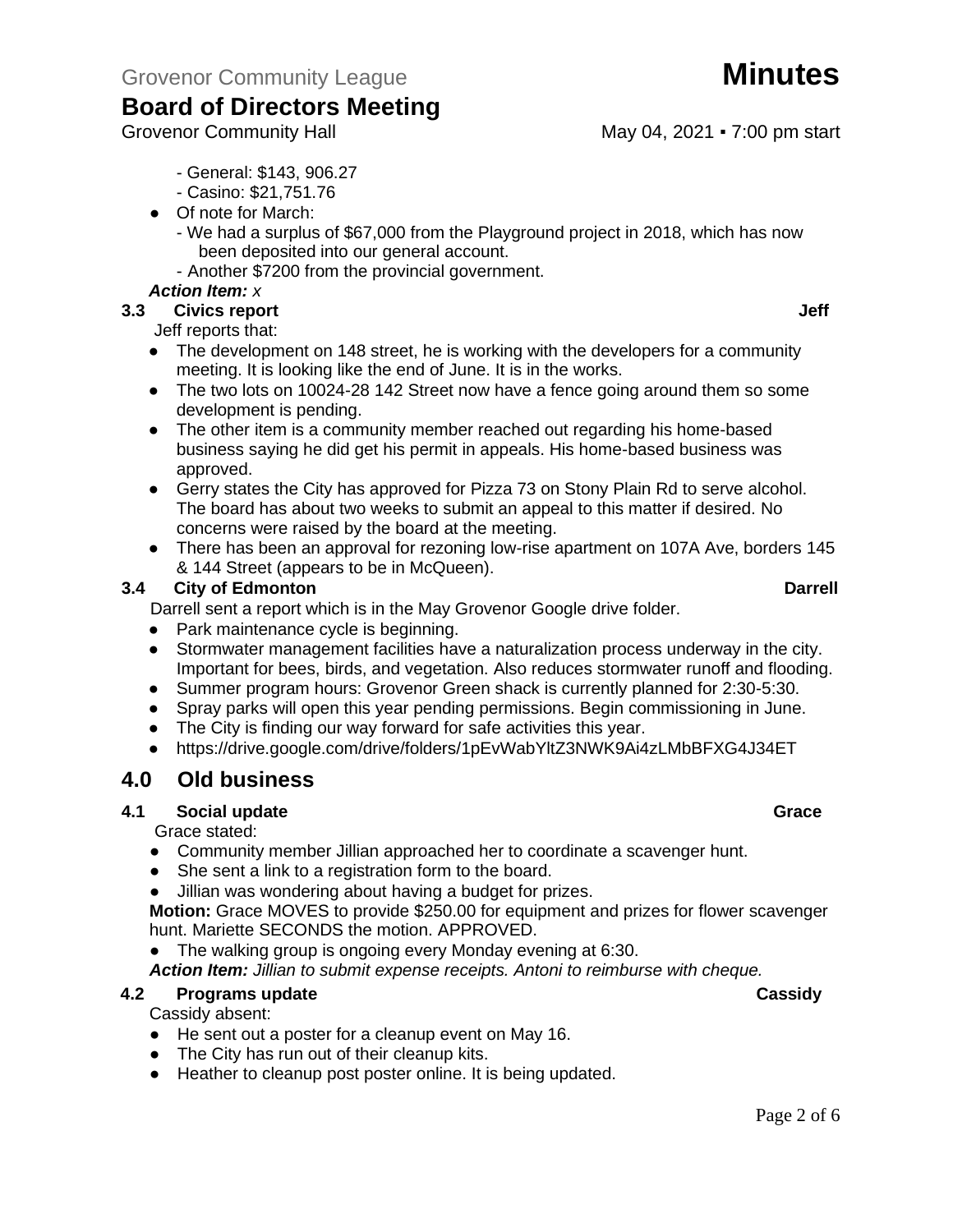- General: $143, 906.27
- Casino: $21,751.76

- Of note for March:
  - We had a surplus of $67,000 from the Playground project in 2018, which has now been deposited into our general account.
  - Another $7200 from the provincial government.

***Action Item:*** *x*

**3.3 Civics report** **Jeff**

Jeff reports that:

- The development on 148 street, he is working with the developers for a community meeting. It is looking like the end of June. It is in the works.
- The two lots on 10024-28 142 Street now have a fence going around them so some development is pending.
- The other item is a community member reached out regarding his home-based business saying he did get his permit in appeals. His home-based business was approved.
- Gerry states the City has approved for Pizza 73 on Stony Plain Rd to serve alcohol. The board has about two weeks to submit an appeal to this matter if desired. No concerns were raised by the board at the meeting.
- There has been an approval for rezoning low-rise apartment on 107A Ave, borders 145 & 144 Street (appears to be in McQueen).

**3.4 City of Edmonton** **Darrell**

Darrell sent a report which is in the May Grovenor Google drive folder.

- Park maintenance cycle is beginning.
- Stormwater management facilities have a naturalization process underway in the city. Important for bees, birds, and vegetation. Also reduces stormwater runoff and flooding.
- Summer program hours: Grovenor Green shack is currently planned for 2:30-5:30.
- Spray parks will open this year pending permissions. Begin commissioning in June.
- The City is finding our way forward for safe activities this year.
- https://drive.google.com/drive/folders/1pEvWabYltZ3NWK9Ai4zLMbBFXG4J34ET

## 4.0 Old business

**4.1 Social update** **Grace**

Grace stated:

- Community member Jillian approached her to coordinate a scavenger hunt.
- She sent a link to a registration form to the board.
- Jillian was wondering about having a budget for prizes.

**Motion:** Grace MOVES to provide $250.00 for equipment and prizes for flower scavenger hunt. Mariette SECONDS the motion. APPROVED.

- The walking group is ongoing every Monday evening at 6:30.

***Action Item:*** *Jillian to submit expense receipts. Antoni to reimburse with cheque.*

**4.2 Programs update** **Cassidy**

Cassidy absent:

- He sent out a poster for a cleanup event on May 16.
- The City has run out of their cleanup kits.
- Heather to cleanup post poster online. It is being updated.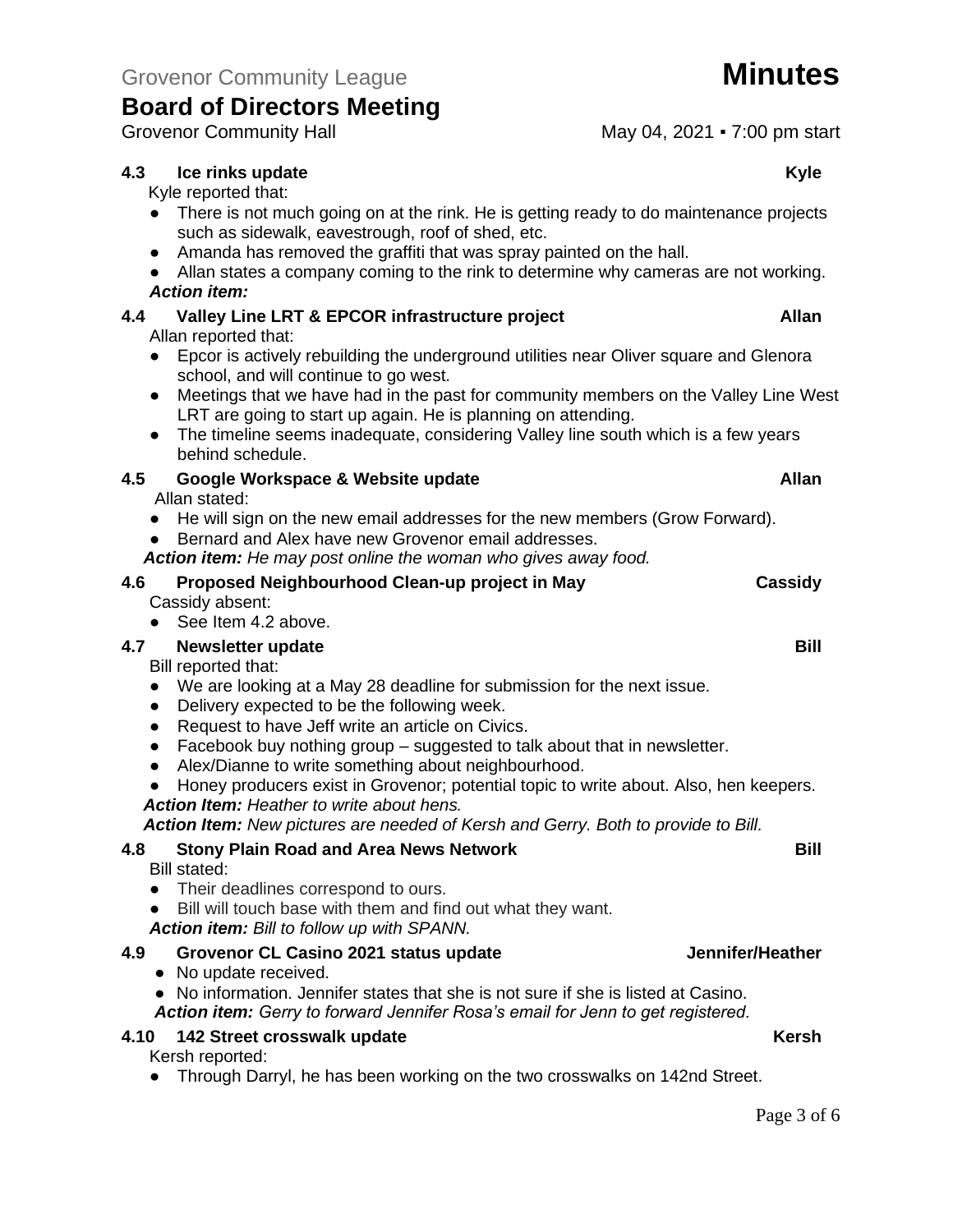### 4.3 Ice rinks update — Kyle

Kyle reported that:

- There is not much going on at the rink. He is getting ready to do maintenance projects such as sidewalk, eavestrough, roof of shed, etc.
- Amanda has removed the graffiti that was spray painted on the hall.
- Allan states a company coming to the rink to determine why cameras are not working.

***Action item:***

### 4.4 Valley Line LRT & EPCOR infrastructure project — Allan

Allan reported that:

- Epcor is actively rebuilding the underground utilities near Oliver square and Glenora school, and will continue to go west.
- Meetings that we have had in the past for community members on the Valley Line West LRT are going to start up again. He is planning on attending.
- The timeline seems inadequate, considering Valley line south which is a few years behind schedule.

### 4.5 Google Workspace & Website update — Allan

Allan stated:

- He will sign on the new email addresses for the new members (Grow Forward).
- Bernard and Alex have new Grovenor email addresses.

***Action item:*** *He may post online the woman who gives away food.*

### 4.6 Proposed Neighbourhood Clean-up project in May — Cassidy

Cassidy absent:

- See Item 4.2 above.

### 4.7 Newsletter update — Bill

Bill reported that:

- We are looking at a May 28 deadline for submission for the next issue.
- Delivery expected to be the following week.
- Request to have Jeff write an article on Civics.
- Facebook buy nothing group – suggested to talk about that in newsletter.
- Alex/Dianne to write something about neighbourhood.
- Honey producers exist in Grovenor; potential topic to write about. Also, hen keepers.

***Action Item:*** *Heather to write about hens.*

***Action Item:*** *New pictures are needed of Kersh and Gerry. Both to provide to Bill.*

### 4.8 Stony Plain Road and Area News Network — Bill

Bill stated:

- Their deadlines correspond to ours.
- Bill will touch base with them and find out what they want.

***Action item:*** *Bill to follow up with SPANN.*

### 4.9 Grovenor CL Casino 2021 status update — Jennifer/Heather

- No update received.
- No information. Jennifer states that she is not sure if she is listed at Casino.

***Action item:*** *Gerry to forward Jennifer Rosa's email for Jenn to get registered.*

### 4.10 142 Street crosswalk update — Kersh

Kersh reported:

- Through Darryl, he has been working on the two crosswalks on 142nd Street.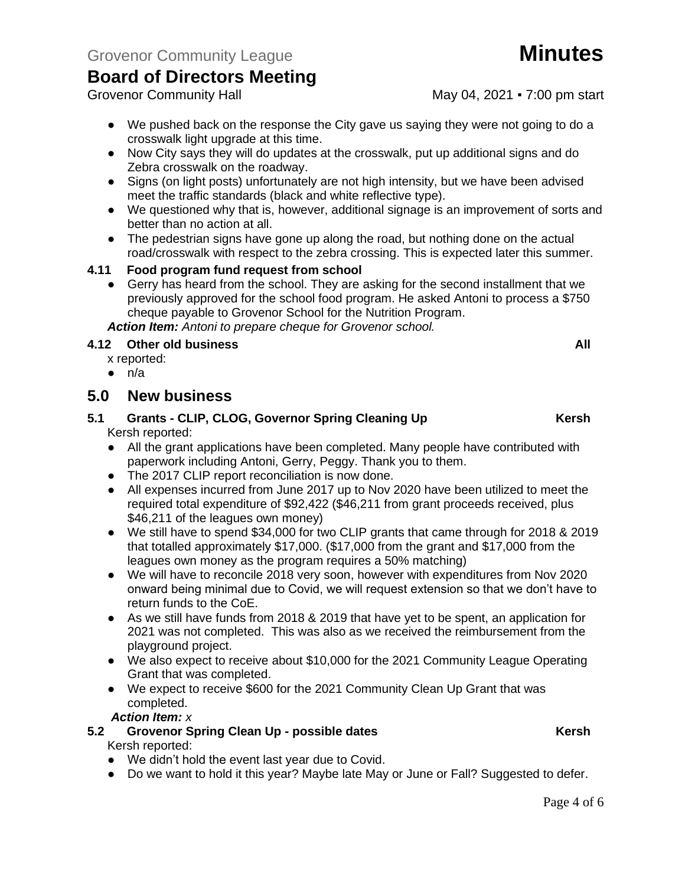- We pushed back on the response the City gave us saying they were not going to do a crosswalk light upgrade at this time.
- Now City says they will do updates at the crosswalk, put up additional signs and do Zebra crosswalk on the roadway.
- Signs (on light posts) unfortunately are not high intensity, but we have been advised meet the traffic standards (black and white reflective type).
- We questioned why that is, however, additional signage is an improvement of sorts and better than no action at all.
- The pedestrian signs have gone up along the road, but nothing done on the actual road/crosswalk with respect to the zebra crossing. This is expected later this summer.

### 4.11 Food program fund request from school

- Gerry has heard from the school. They are asking for the second installment that we previously approved for the school food program. He asked Antoni to process a $750 cheque payable to Grovenor School for the Nutrition Program.

***Action Item:*** *Antoni to prepare cheque for Grovenor school.*

### 4.12 Other old business — All

x reported:

- n/a

## 5.0 New business

### 5.1 Grants - CLIP, CLOG, Governor Spring Cleaning Up — Kersh

Kersh reported:

- All the grant applications have been completed. Many people have contributed with paperwork including Antoni, Gerry, Peggy. Thank you to them.
- The 2017 CLIP report reconciliation is now done.
- All expenses incurred from June 2017 up to Nov 2020 have been utilized to meet the required total expenditure of $92,422 ($46,211 from grant proceeds received, plus $46,211 of the leagues own money)
- We still have to spend $34,000 for two CLIP grants that came through for 2018 & 2019 that totalled approximately $17,000. ($17,000 from the grant and $17,000 from the leagues own money as the program requires a 50% matching)
- We will have to reconcile 2018 very soon, however with expenditures from Nov 2020 onward being minimal due to Covid, we will request extension so that we don't have to return funds to the CoE.
- As we still have funds from 2018 & 2019 that have yet to be spent, an application for 2021 was not completed. This was also as we received the reimbursement from the playground project.
- We also expect to receive about $10,000 for the 2021 Community League Operating Grant that was completed.
- We expect to receive $600 for the 2021 Community Clean Up Grant that was completed.

***Action Item:*** *x*

### 5.2 Grovenor Spring Clean Up - possible dates — Kersh

Kersh reported:

- We didn't hold the event last year due to Covid.
- Do we want to hold it this year? Maybe late May or June or Fall? Suggested to defer.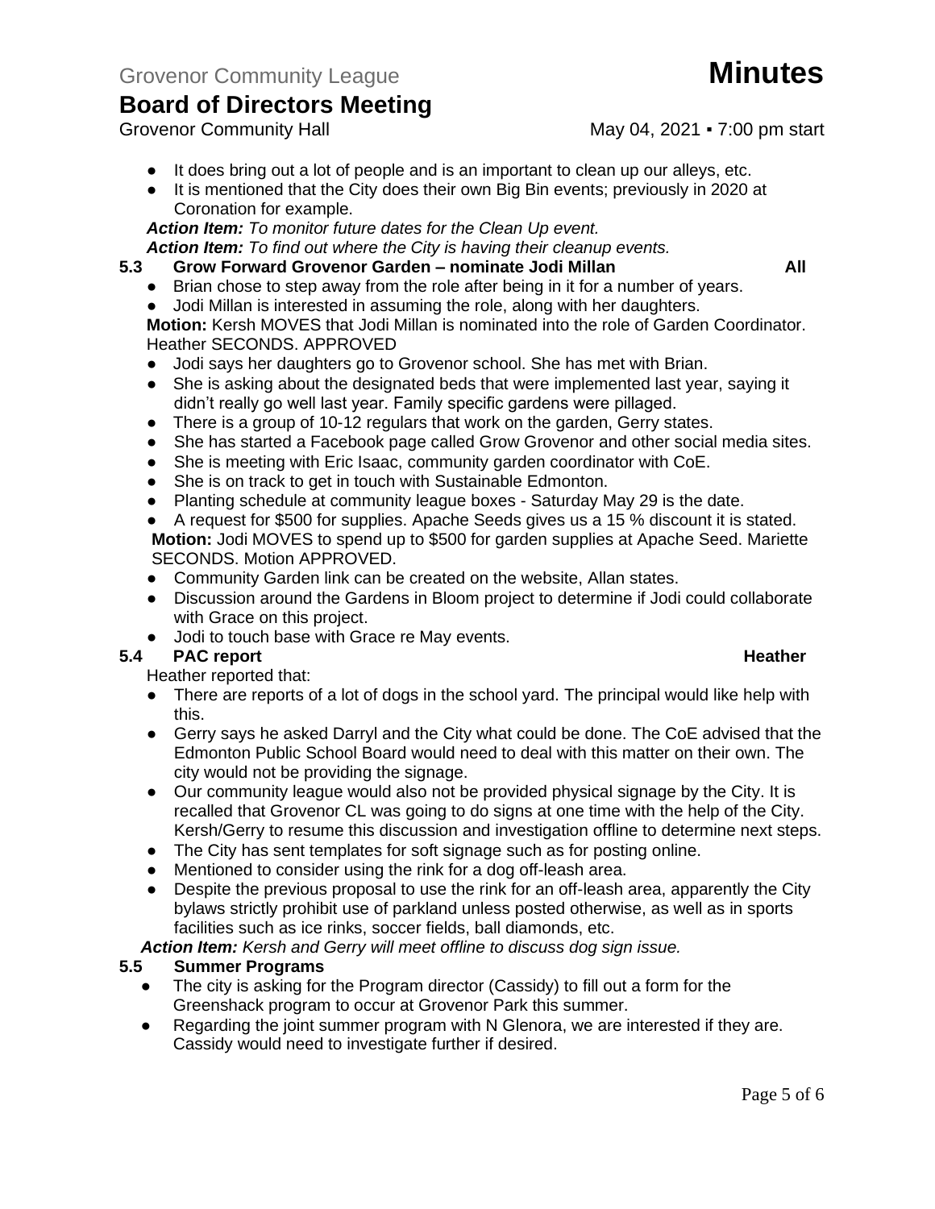- It does bring out a lot of people and is an important to clean up our alleys, etc.
- It is mentioned that the City does their own Big Bin events; previously in 2020 at Coronation for example.

***Action Item:*** *To monitor future dates for the Clean Up event.*

***Action Item:*** *To find out where the City is having their cleanup events.*

### 5.3 Grow Forward Grovenor Garden – nominate Jodi Millan — All

- Brian chose to step away from the role after being in it for a number of years.
- Jodi Millan is interested in assuming the role, along with her daughters.

**Motion:** Kersh MOVES that Jodi Millan is nominated into the role of Garden Coordinator. Heather SECONDS. APPROVED

- Jodi says her daughters go to Grovenor school. She has met with Brian.
- She is asking about the designated beds that were implemented last year, saying it didn't really go well last year. Family specific gardens were pillaged.
- There is a group of 10-12 regulars that work on the garden, Gerry states.
- She has started a Facebook page called Grow Grovenor and other social media sites.
- She is meeting with Eric Isaac, community garden coordinator with CoE.
- She is on track to get in touch with Sustainable Edmonton.
- Planting schedule at community league boxes - Saturday May 29 is the date.
- A request for $500 for supplies. Apache Seeds gives us a 15 % discount it is stated.

**Motion:** Jodi MOVES to spend up to $500 for garden supplies at Apache Seed. Mariette SECONDS. Motion APPROVED.

- Community Garden link can be created on the website, Allan states.
- Discussion around the Gardens in Bloom project to determine if Jodi could collaborate with Grace on this project.
- Jodi to touch base with Grace re May events.

### 5.4 PAC report — Heather

Heather reported that:

- There are reports of a lot of dogs in the school yard. The principal would like help with this.
- Gerry says he asked Darryl and the City what could be done. The CoE advised that the Edmonton Public School Board would need to deal with this matter on their own. The city would not be providing the signage.
- Our community league would also not be provided physical signage by the City. It is recalled that Grovenor CL was going to do signs at one time with the help of the City. Kersh/Gerry to resume this discussion and investigation offline to determine next steps.
- The City has sent templates for soft signage such as for posting online.
- Mentioned to consider using the rink for a dog off-leash area.
- Despite the previous proposal to use the rink for an off-leash area, apparently the City bylaws strictly prohibit use of parkland unless posted otherwise, as well as in sports facilities such as ice rinks, soccer fields, ball diamonds, etc.

***Action Item:*** *Kersh and Gerry will meet offline to discuss dog sign issue.*

### 5.5 Summer Programs

- The city is asking for the Program director (Cassidy) to fill out a form for the Greenshack program to occur at Grovenor Park this summer.
- Regarding the joint summer program with N Glenora, we are interested if they are. Cassidy would need to investigate further if desired.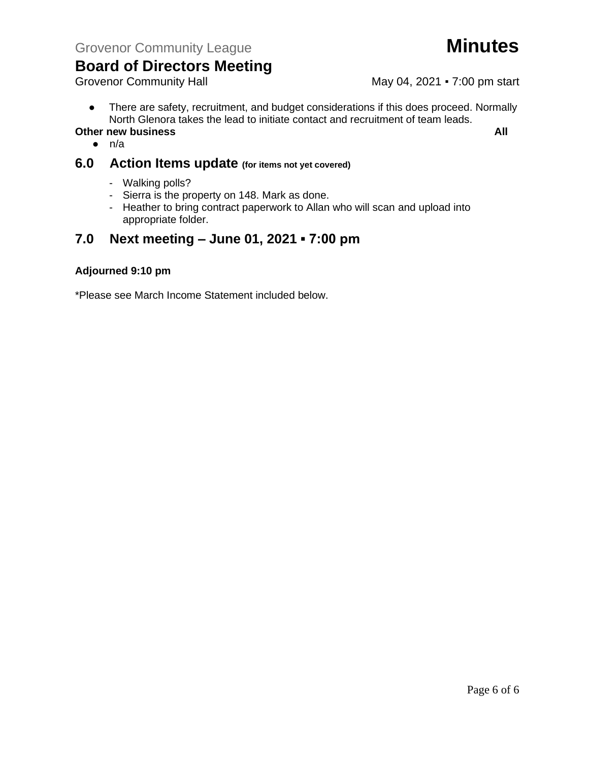- There are safety, recruitment, and budget considerations if this does proceed. Normally North Glenora takes the lead to initiate contact and recruitment of team leads.

**Other new business** **All**

- n/a

## 6.0 Action Items update (for items not yet covered)

- Walking polls?
- Sierra is the property on 148. Mark as done.
- Heather to bring contract paperwork to Allan who will scan and upload into appropriate folder.

## 7.0 Next meeting – June 01, 2021 ▪ 7:00 pm

**Adjourned 9:10 pm**

*Please see March Income Statement included below.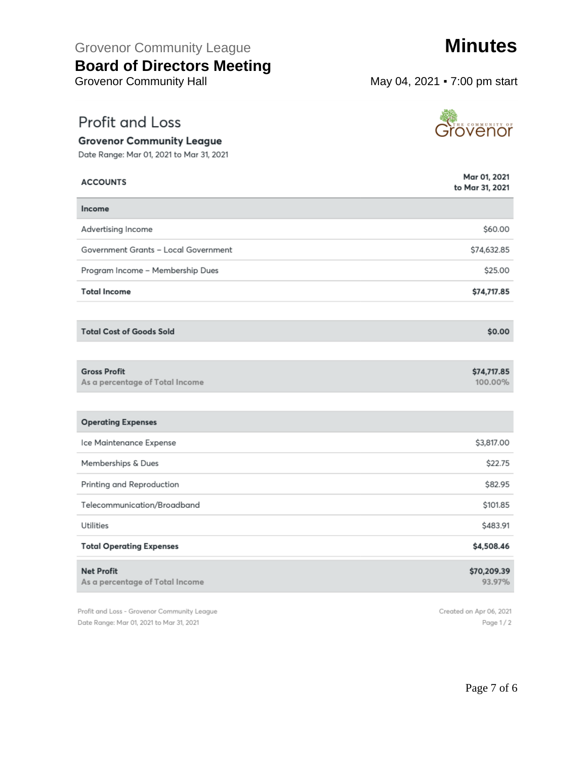# Profit and Loss

**Grovenor Community League**

Date Range: Mar 01, 2021 to Mar 31, 2021

| ACCOUNTS | Mar 01, 2021 to Mar 31, 2021 |
|---|---|
| **Income** | |
| Advertising Income | $60.00 |
| Government Grants – Local Government | $74,632.85 |
| Program Income – Membership Dues | $25.00 |
| **Total Income** | **$74,717.85** |
| **Total Cost of Goods Sold** | **$0.00** |
| **Gross Profit** | **$74,717.85** |
| As a percentage of Total Income | 100.00% |
| **Operating Expenses** | |
| Ice Maintenance Expense | $3,817.00 |
| Memberships & Dues | $22.75 |
| Printing and Reproduction | $82.95 |
| Telecommunication/Broadband | $101.85 |
| Utilities | $483.91 |
| **Total Operating Expenses** | **$4,508.46** |
| **Net Profit** | **$70,209.39** |
| As a percentage of Total Income | 93.97% |

Profit and Loss - Grovenor Community League
Date Range: Mar 01, 2021 to Mar 31, 2021

Created on Apr 06, 2021